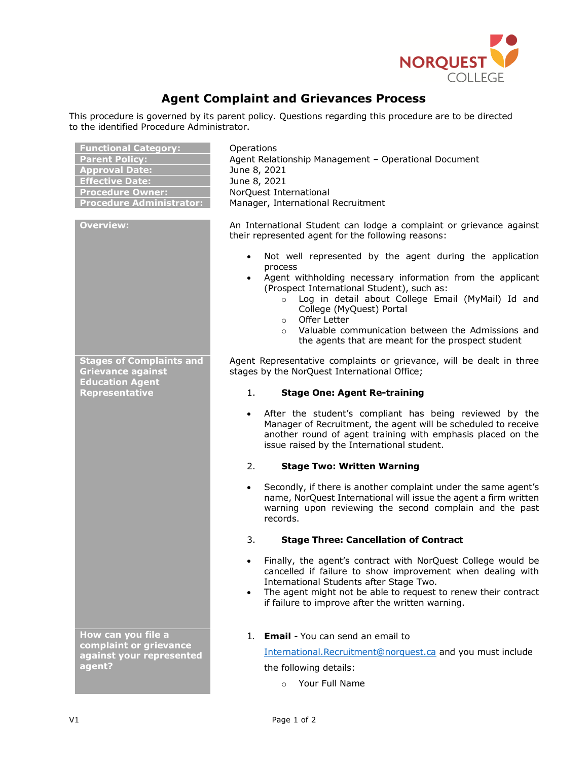# Agent Complaint and Grievances Process

This procedure is governed by its parent policy. Questions regarding this procedure are to be directed to the identified Procedure Administrator.

| | |
|---|---|
| **Functional Category:** | Operations |
| **Parent Policy:** | Agent Relationship Management – Operational Document |
| **Approval Date:** | June 8, 2021 |
| **Effective Date:** | June 8, 2021 |
| **Procedure Owner:** | NorQuest International |
| **Procedure Administrator:** | Manager, International Recruitment |

## Overview:

An International Student can lodge a complaint or grievance against their represented agent for the following reasons:

- Not well represented by the agent during the application process
- Agent withholding necessary information from the applicant (Prospect International Student), such as:
  - Log in detail about College Email (MyMail) Id and College (MyQuest) Portal
  - Offer Letter
  - Valuable communication between the Admissions and the agents that are meant for the prospect student

## Stages of Complaints and Grievance against Education Agent Representative

Agent Representative complaints or grievance, will be dealt in three stages by the NorQuest International Office;

1. **Stage One: Agent Re-training**

- After the student's compliant has being reviewed by the Manager of Recruitment, the agent will be scheduled to receive another round of agent training with emphasis placed on the issue raised by the International student.

2. **Stage Two: Written Warning**

- Secondly, if there is another complaint under the same agent's name, NorQuest International will issue the agent a firm written warning upon reviewing the second complain and the past records.

3. **Stage Three: Cancellation of Contract**

- Finally, the agent's contract with NorQuest College would be cancelled if failure to show improvement when dealing with International Students after Stage Two.
- The agent might not be able to request to renew their contract if failure to improve after the written warning.

## How can you file a complaint or grievance against your represented agent?

1. **Email** - You can send an email to International.Recruitment@norquest.ca and you must include the following details:
   - Your Full Name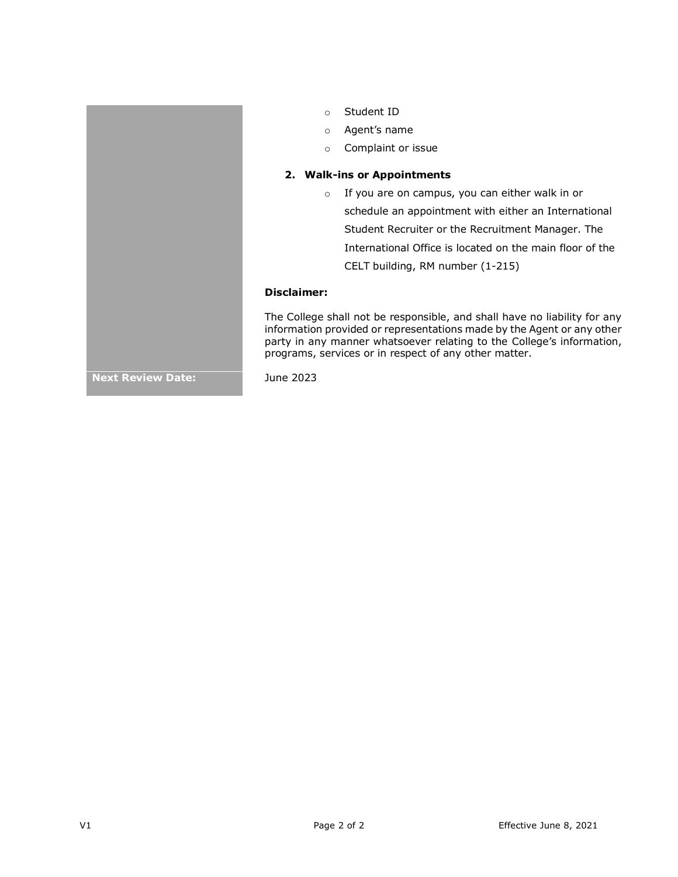- Student ID
- Agent's name
- Complaint or issue

2. **Walk-ins or Appointments**
    - If you are on campus, you can either walk in or schedule an appointment with either an International Student Recruiter or the Recruitment Manager. The International Office is located on the main floor of the CELT building, RM number (1-215)

**Disclaimer:**

The College shall not be responsible, and shall have no liability for any information provided or representations made by the Agent or any other party in any manner whatsoever relating to the College's information, programs, services or in respect of any other matter.

| | |
|---|---|
| **Next Review Date:** | June 2023 |